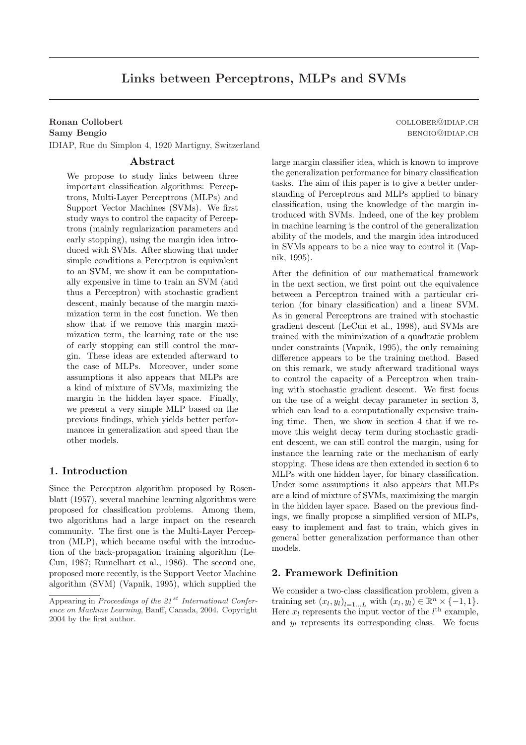# Links between Perceptrons, MLPs and SVMs

**Ronan Collobert** COLLOBER@IDIAP.CH
**Samy Bengio** BENGIO@IDIAP.CH
IDIAP, Rue du Simplon 4, 1920 Martigny, Switzerland

## Abstract

We propose to study links between three important classification algorithms: Perceptrons, Multi-Layer Perceptrons (MLPs) and Support Vector Machines (SVMs). We first study ways to control the capacity of Perceptrons (mainly regularization parameters and early stopping), using the margin idea introduced with SVMs. After showing that under simple conditions a Perceptron is equivalent to an SVM, we show it can be computationally expensive in time to train an SVM (and thus a Perceptron) with stochastic gradient descent, mainly because of the margin maximization term in the cost function. We then show that if we remove this margin maximization term, the learning rate or the use of early stopping can still control the margin. These ideas are extended afterward to the case of MLPs. Moreover, under some assumptions it also appears that MLPs are a kind of mixture of SVMs, maximizing the margin in the hidden layer space. Finally, we present a very simple MLP based on the previous findings, which yields better performances in generalization and speed than the other models.

## 1. Introduction

Since the Perceptron algorithm proposed by Rosenblatt (1957), several machine learning algorithms were proposed for classification problems. Among them, two algorithms had a large impact on the research community. The first one is the Multi-Layer Perceptron (MLP), which became useful with the introduction of the back-propagation training algorithm (LeCun, 1987; Rumelhart et al., 1986). The second one, proposed more recently, is the Support Vector Machine algorithm (SVM) (Vapnik, 1995), which supplied the large margin classifier idea, which is known to improve the generalization performance for binary classification tasks. The aim of this paper is to give a better understanding of Perceptrons and MLPs applied to binary classification, using the knowledge of the margin introduced with SVMs. Indeed, one of the key problem in machine learning is the control of the generalization ability of the models, and the margin idea introduced in SVMs appears to be a nice way to control it (Vapnik, 1995).

After the definition of our mathematical framework in the next section, we first point out the equivalence between a Perceptron trained with a particular criterion (for binary classification) and a linear SVM. As in general Perceptrons are trained with stochastic gradient descent (LeCun et al., 1998), and SVMs are trained with the minimization of a quadratic problem under constraints (Vapnik, 1995), the only remaining difference appears to be the training method. Based on this remark, we study afterward traditional ways to control the capacity of a Perceptron when training with stochastic gradient descent. We first focus on the use of a weight decay parameter in section 3, which can lead to a computationally expensive training time. Then, we show in section 4 that if we remove this weight decay term during stochastic gradient descent, we can still control the margin, using for instance the learning rate or the mechanism of early stopping. These ideas are then extended in section 6 to MLPs with one hidden layer, for binary classification. Under some assumptions it also appears that MLPs are a kind of mixture of SVMs, maximizing the margin in the hidden layer space. Based on the previous findings, we finally propose a simplified version of MLPs, easy to implement and fast to train, which gives in general better generalization performance than other models.

## 2. Framework Definition

We consider a two-class classification problem, given a training set $(x_l, y_l)_{l=1...L}$ with $(x_l, y_l) \in \mathbb{R}^n \times \{-1, 1\}$. Here $x_l$ represents the input vector of the $l^{\text{th}}$ example, and $y_l$ represents its corresponding class. We focus

Appearing in *Proceedings of the 21st International Conference on Machine Learning*, Banff, Canada, 2004. Copyright 2004 by the first author.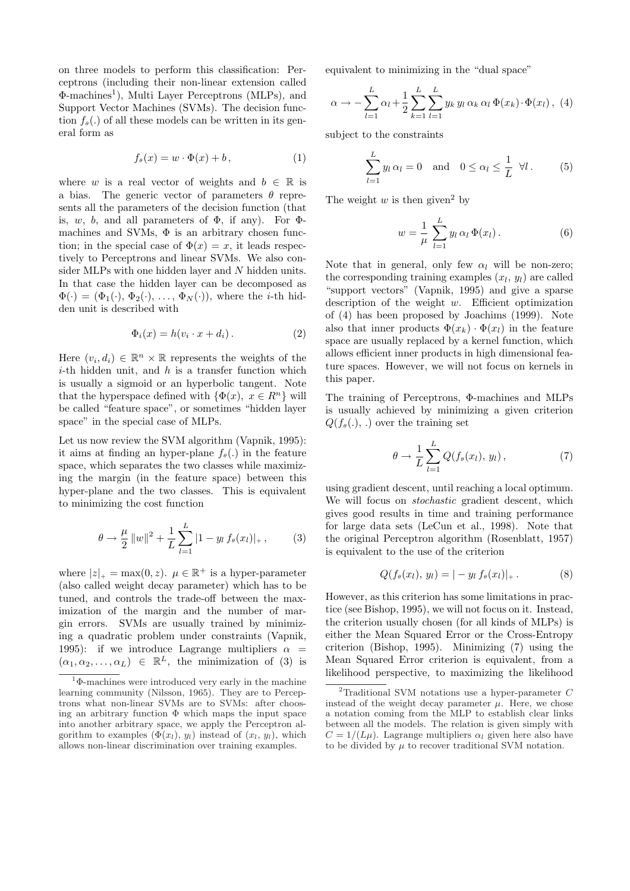on three models to perform this classification: Perceptrons (including their non-linear extension called Φ-machines[1]), Multi Layer Perceptrons (MLPs), and Support Vector Machines (SVMs). The decision function $f_\theta(.)$ of all these models can be written in its general form as

$$f_\theta(x) = w \cdot \Phi(x) + b\,, \qquad (1)$$

where $w$ is a real vector of weights and $b \in \mathbb{R}$ is a bias. The generic vector of parameters $\theta$ represents all the parameters of the decision function (that is, $w$, $b$, and all parameters of $\Phi$, if any). For Φ-machines and SVMs, $\Phi$ is an arbitrary chosen function; in the special case of $\Phi(x) = x$, it leads respectively to Perceptrons and linear SVMs. We also consider MLPs with one hidden layer and $N$ hidden units. In that case the hidden layer can be decomposed as $\Phi(\cdot) = (\Phi_1(\cdot), \Phi_2(\cdot), \ldots, \Phi_N(\cdot))$, where the $i$-th hidden unit is described with

$$\Phi_i(x) = h(v_i \cdot x + d_i)\,. \qquad (2)$$

Here $(v_i, d_i) \in \mathbb{R}^n \times \mathbb{R}$ represents the weights of the $i$-th hidden unit, and $h$ is a transfer function which is usually a sigmoid or an hyperbolic tangent. Note that the hyperspace defined with $\{\Phi(x),\ x \in R^n\}$ will be called "feature space", or sometimes "hidden layer space" in the special case of MLPs.

Let us now review the SVM algorithm (Vapnik, 1995): it aims at finding an hyper-plane $f_\theta(.)$ in the feature space, which separates the two classes while maximizing the margin (in the feature space) between this hyper-plane and the two classes. This is equivalent to minimizing the cost function

$$\theta \rightarrow \frac{\mu}{2}\,\|w\|^2 + \frac{1}{L}\sum_{l=1}^{L} |1 - y_l\, f_\theta(x_l)|_+\,, \qquad (3)$$

where $|z|_+ = \max(0, z)$. $\mu \in \mathbb{R}^+$ is a hyper-parameter (also called weight decay parameter) which has to be tuned, and controls the trade-off between the maximization of the margin and the number of margin errors. SVMs are usually trained by minimizing a quadratic problem under constraints (Vapnik, 1995): if we introduce Lagrange multipliers $\alpha = (\alpha_1, \alpha_2, \ldots, \alpha_L) \in \mathbb{R}^L$, the minimization of (3) is equivalent to minimizing in the "dual space"

$$\alpha \rightarrow -\sum_{l=1}^{L}\alpha_l + \frac{1}{2}\sum_{k=1}^{L}\sum_{l=1}^{L} y_k\, y_l\, \alpha_k\, \alpha_l\, \Phi(x_k)\cdot\Phi(x_l)\,, \qquad (4)$$

subject to the constraints

$$\sum_{l=1}^{L} y_l\, \alpha_l = 0 \quad \text{and} \quad 0 \leq \alpha_l \leq \frac{1}{L}\ \ \forall l\,. \qquad (5)$$

The weight $w$ is then given[2] by

$$w = \frac{1}{\mu}\sum_{l=1}^{L} y_l\, \alpha_l\, \Phi(x_l)\,. \qquad (6)$$

Note that in general, only few $\alpha_l$ will be non-zero; the corresponding training examples $(x_l, y_l)$ are called "support vectors" (Vapnik, 1995) and give a sparse description of the weight $w$. Efficient optimization of (4) has been proposed by Joachims (1999). Note also that inner products $\Phi(x_k)\cdot\Phi(x_l)$ in the feature space are usually replaced by a kernel function, which allows efficient inner products in high dimensional feature spaces. However, we will not focus on kernels in this paper.

The training of Perceptrons, Φ-machines and MLPs is usually achieved by minimizing a given criterion $Q(f_\theta(.), .)$ over the training set

$$\theta \rightarrow \frac{1}{L}\sum_{l=1}^{L} Q(f_\theta(x_l),\, y_l)\,, \qquad (7)$$

using gradient descent, until reaching a local optimum. We will focus on *stochastic* gradient descent, which gives good results in time and training performance for large data sets (LeCun et al., 1998). Note that the original Perceptron algorithm (Rosenblatt, 1957) is equivalent to the use of the criterion

$$Q(f_\theta(x_l),\, y_l) = |-y_l\, f_\theta(x_l)|_+\,. \qquad (8)$$

However, as this criterion has some limitations in practice (see Bishop, 1995), we will not focus on it. Instead, the criterion usually chosen (for all kinds of MLPs) is either the Mean Squared Error or the Cross-Entropy criterion (Bishop, 1995). Minimizing (7) using the Mean Squared Error criterion is equivalent, from a likelihood perspective, to maximizing the likelihood

[1] Φ-machines were introduced very early in the machine learning community (Nilsson, 1965). They are to Perceptrons what non-linear SVMs are to SVMs: after choosing an arbitrary function $\Phi$ which maps the input space into another arbitrary space, we apply the Perceptron algorithm to examples $(\Phi(x_l), y_l)$ instead of $(x_l, y_l)$, which allows non-linear discrimination over training examples.

[2] Traditional SVM notations use a hyper-parameter $C$ instead of the weight decay parameter $\mu$. Here, we chose a notation coming from the MLP to establish clear links between all the models. The relation is given simply with $C = 1/(L\mu)$. Lagrange multipliers $\alpha_l$ given here also have to be divided by $\mu$ to recover traditional SVM notation.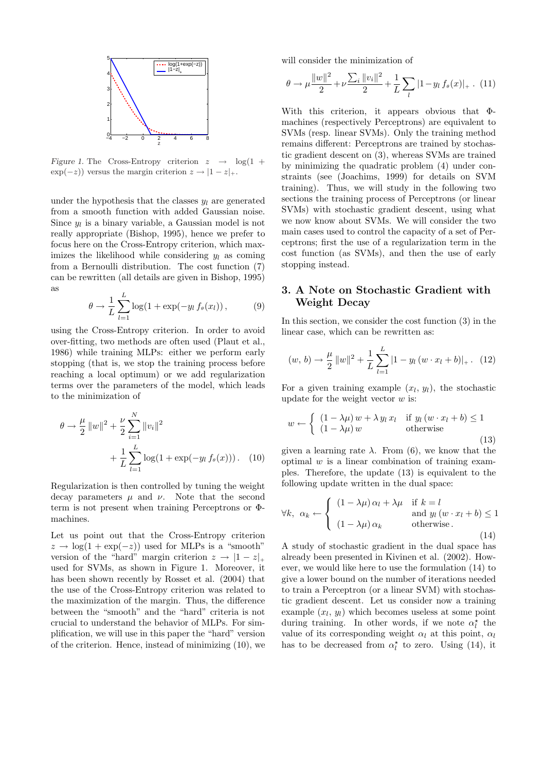*Figure 1.* The Cross-Entropy criterion $z \rightarrow \log(1 + \exp(-z))$ versus the margin criterion $z \rightarrow |1 - z|_+$.

under the hypothesis that the classes $y_l$ are generated from a smooth function with added Gaussian noise. Since $y_l$ is a binary variable, a Gaussian model is not really appropriate (Bishop, 1995), hence we prefer to focus here on the Cross-Entropy criterion, which maximizes the likelihood while considering $y_l$ as coming from a Bernoulli distribution. The cost function (7) can be rewritten (all details are given in Bishop, 1995) as

$$\theta \rightarrow \frac{1}{L} \sum_{l=1}^{L} \log(1 + \exp(-y_l\, f_\theta(x_l))\,, \qquad (9)$$

using the Cross-Entropy criterion. In order to avoid over-fitting, two methods are often used (Plaut et al., 1986) while training MLPs: either we perform early stopping (that is, we stop the training process before reaching a local optimum) or we add regularization terms over the parameters of the model, which leads to the minimization of

$$\theta \rightarrow \frac{\mu}{2} \|w\|^2 + \frac{\nu}{2} \sum_{i=1}^{N} \|v_i\|^2 + \frac{1}{L} \sum_{l=1}^{L} \log(1 + \exp(-y_l\, f_\theta(x)))\,. \qquad (10)$$

Regularization is then controlled by tuning the weight decay parameters $\mu$ and $\nu$. Note that the second term is not present when training Perceptrons or Φ-machines.

Let us point out that the Cross-Entropy criterion $z \rightarrow \log(1 + \exp(-z))$ used for MLPs is a "smooth" version of the "hard" margin criterion $z \rightarrow |1 - z|_+$ used for SVMs, as shown in Figure 1. Moreover, it has been shown recently by Rosset et al. (2004) that the use of the Cross-Entropy criterion was related to the maximization of the margin. Thus, the difference between the "smooth" and the "hard" criteria is not crucial to understand the behavior of MLPs. For simplification, we will use in this paper the "hard" version of the criterion. Hence, instead of minimizing (10), we will consider the minimization of

$$\theta \rightarrow \mu \frac{\|w\|^2}{2} + \nu \frac{\sum_i \|v_i\|^2}{2} + \frac{1}{L} \sum_{l} |1 - y_l\, f_\theta(x)|_+\,. \qquad (11)$$

With this criterion, it appears obvious that Φ-machines (respectively Perceptrons) are equivalent to SVMs (resp. linear SVMs). Only the training method remains different: Perceptrons are trained by stochastic gradient descent on (3), whereas SVMs are trained by minimizing the quadratic problem (4) under constraints (see (Joachims, 1999) for details on SVM training). Thus, we will study in the following two sections the training process of Perceptrons (or linear SVMs) with stochastic gradient descent, using what we now know about SVMs. We will consider the two main cases used to control the capacity of a set of Perceptrons; first the use of a regularization term in the cost function (as SVMs), and then the use of early stopping instead.

## 3. A Note on Stochastic Gradient with Weight Decay

In this section, we consider the cost function (3) in the linear case, which can be rewritten as:

$$(w,\, b) \rightarrow \frac{\mu}{2} \|w\|^2 + \frac{1}{L} \sum_{l=1}^{L} |1 - y_l\,(w \cdot x_l + b)|_+\,. \qquad (12)$$

For a given training example $(x_l,\, y_l)$, the stochastic update for the weight vector $w$ is:

$$w \leftarrow \begin{cases} (1 - \lambda\mu)\, w + \lambda\, y_l\, x_l & \text{if } y_l\,(w \cdot x_l + b) \leq 1 \\ (1 - \lambda\mu)\, w & \text{otherwise} \end{cases} \qquad (13)$$

given a learning rate $\lambda$. From (6), we know that the optimal $w$ is a linear combination of training examples. Therefore, the update (13) is equivalent to the following update written in the dual space:

$$\forall k, \;\; \alpha_k \leftarrow \begin{cases} (1 - \lambda\mu)\, \alpha_l + \lambda\mu & \text{if } k = l \\ & \text{and } y_l\,(w \cdot x_l + b) \leq 1 \\ (1 - \lambda\mu)\, \alpha_k & \text{otherwise}\,. \end{cases} \qquad (14)$$

A study of stochastic gradient in the dual space has already been presented in Kivinen et al. (2002). However, we would like here to use the formulation (14) to give a lower bound on the number of iterations needed to train a Perceptron (or a linear SVM) with stochastic gradient descent. Let us consider now a training example $(x_l,\, y_l)$ which becomes useless at some point during training. In other words, if we note $\alpha_l^\star$ the value of its corresponding weight $\alpha_l$ at this point, $\alpha_l$ has to be decreased from $\alpha_l^\star$ to zero. Using (14), it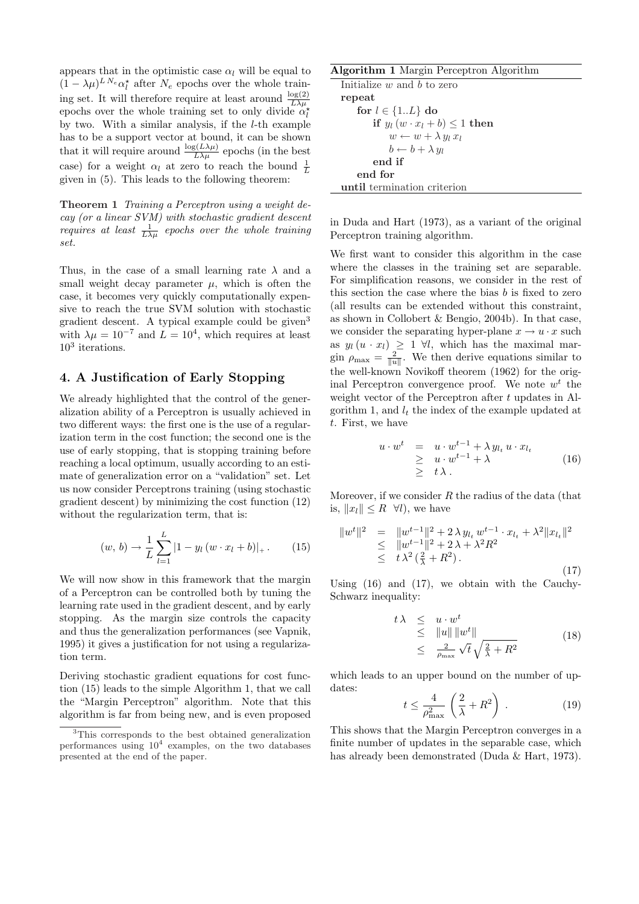appears that in the optimistic case $\alpha_l$ will be equal to $(1-\lambda\mu)^{L\,N_e}\alpha_l^\star$ after $N_e$ epochs over the whole training set. It will therefore require at least around $\frac{\log(2)}{L\lambda\mu}$ epochs over the whole training set to only divide $\alpha_l^\star$ by two. With a similar analysis, if the $l$-th example has to be a support vector at bound, it can be shown that it will require around $\frac{\log(L\lambda\mu)}{L\lambda\mu}$ epochs (in the best case) for a weight $\alpha_l$ at zero to reach the bound $\frac{1}{L}$ given in (5). This leads to the following theorem:

**Theorem 1** *Training a Perceptron using a weight decay (or a linear SVM) with stochastic gradient descent requires at least $\frac{1}{L\lambda\mu}$ epochs over the whole training set.*

Thus, in the case of a small learning rate $\lambda$ and a small weight decay parameter $\mu$, which is often the case, it becomes very quickly computationally expensive to reach the true SVM solution with stochastic gradient descent. A typical example could be given[3] with $\lambda\mu = 10^{-7}$ and $L = 10^4$, which requires at least $10^3$ iterations.

## 4. A Justification of Early Stopping

We already highlighted that the control of the generalization ability of a Perceptron is usually achieved in two different ways: the first one is the use of a regularization term in the cost function; the second one is the use of early stopping, that is stopping training before reaching a local optimum, usually according to an estimate of generalization error on a "validation" set. Let us now consider Perceptrons training (using stochastic gradient descent) by minimizing the cost function (12) without the regularization term, that is:

$$(w,\, b) \rightarrow \frac{1}{L}\sum_{l=1}^{L} |1 - y_l\,(w\cdot x_l + b)|_+\,. \qquad (15)$$

We will now show in this framework that the margin of a Perceptron can be controlled both by tuning the learning rate used in the gradient descent, and by early stopping. As the margin size controls the capacity and thus the generalization performances (see Vapnik, 1995) it gives a justification for not using a regularization term.

Deriving stochastic gradient equations for cost function (15) leads to the simple Algorithm 1, that we call the "Margin Perceptron" algorithm. Note that this algorithm is far from being new, and is even proposed in Duda and Hart (1973), as a variant of the original Perceptron training algorithm.

[3] This corresponds to the best obtained generalization performances using $10^4$ examples, on the two databases presented at the end of the paper.

**Algorithm 1** Margin Perceptron Algorithm

```
Initialize w and b to zero
repeat
    for l ∈ {1..L} do
        if y_l (w · x_l + b) ≤ 1 then
            w ← w + λ y_l x_l
            b ← b + λ y_l
        end if
    end for
until termination criterion
```

We first want to consider this algorithm in the case where the classes in the training set are separable. For simplification reasons, we consider in the rest of this section the case where the bias $b$ is fixed to zero (all results can be extended without this constraint, as shown in Collobert & Bengio, 2004b). In that case, we consider the separating hyper-plane $x \rightarrow u\cdot x$ such as $y_l\,(u\cdot x_l) \geq 1\ \forall l$, which has the maximal margin $\rho_{\max} = \frac{2}{\|u\|}$. We then derive equations similar to the well-known Novikoff theorem (1962) for the original Perceptron convergence proof. We note $w^t$ the weight vector of the Perceptron after $t$ updates in Algorithm 1, and $l_t$ the index of the example updated at $t$. First, we have

$$\begin{array}{rcl} u\cdot w^t &=& u\cdot w^{t-1} + \lambda\, y_{l_t}\, u\cdot x_{l_t} \\ &\geq& u\cdot w^{t-1} + \lambda \\ &\geq& t\,\lambda\,. \end{array} \qquad (16)$$

Moreover, if we consider $R$ the radius of the data (that is, $\|x_l\| \leq R\ \ \forall l$), we have

$$\begin{array}{rcl} \|w^t\|^2 &=& \|w^{t-1}\|^2 + 2\,\lambda\, y_{l_t}\, w^{t-1}\cdot x_{l_t} + \lambda^2\|x_{l_t}\|^2 \\ &\leq& \|w^{t-1}\|^2 + 2\,\lambda + \lambda^2 R^2 \\ &\leq& t\,\lambda^2\,(\frac{2}{\lambda} + R^2)\,. \end{array} \qquad (17)$$

Using (16) and (17), we obtain with the Cauchy-Schwarz inequality:

$$\begin{array}{rcl} t\,\lambda &\leq& u\cdot w^t \\ &\leq& \|u\|\,\|w^t\| \\ &\leq& \frac{2}{\rho_{\max}}\,\sqrt{t}\,\sqrt{\frac{2}{\lambda} + R^2} \end{array} \qquad (18)$$

which leads to an upper bound on the number of updates:

$$t \leq \frac{4}{\rho_{\max}^2}\left(\frac{2}{\lambda} + R^2\right)\,. \qquad (19)$$

This shows that the Margin Perceptron converges in a finite number of updates in the separable case, which has already been demonstrated (Duda & Hart, 1973).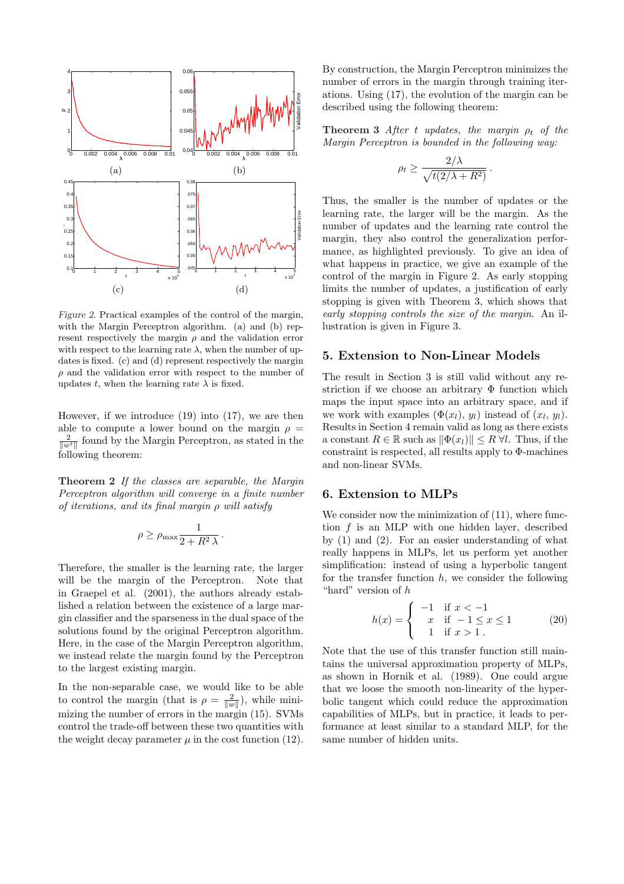*Figure 2.* Practical examples of the control of the margin, with the Margin Perceptron algorithm. (a) and (b) represent respectively the margin $\rho$ and the validation error with respect to the learning rate $\lambda$, when the number of updates is fixed. (c) and (d) represent respectively the margin $\rho$ and the validation error with respect to the number of updates $t$, when the learning rate $\lambda$ is fixed.

However, if we introduce (19) into (17), we are then able to compute a lower bound on the margin $\rho = \frac{2}{\|w^t\|}$ found by the Margin Perceptron, as stated in the following theorem:

**Theorem 2** *If the classes are separable, the Margin Perceptron algorithm will converge in a finite number of iterations, and its final margin $\rho$ will satisfy*

$$\rho \geq \rho_{\max} \frac{1}{2 + R^2 \lambda} .$$

Therefore, the smaller is the learning rate, the larger will be the margin of the Perceptron. Note that in Graepel et al. (2001), the authors already established a relation between the existence of a large margin classifier and the sparseness in the dual space of the solutions found by the original Perceptron algorithm. Here, in the case of the Margin Perceptron algorithm, we instead relate the margin found by the Perceptron to the largest existing margin.

In the non-separable case, we would like to be able to control the margin (that is $\rho = \frac{2}{\|w\|}$), while minimizing the number of errors in the margin (15). SVMs control the trade-off between these two quantities with the weight decay parameter $\mu$ in the cost function (12).

By construction, the Margin Perceptron minimizes the number of errors in the margin through training iterations. Using (17), the evolution of the margin can be described using the following theorem:

**Theorem 3** *After $t$ updates, the margin $\rho_t$ of the Margin Perceptron is bounded in the following way:*

$$\rho_t \geq \frac{2/\lambda}{\sqrt{t(2/\lambda + R^2)}} .$$

Thus, the smaller is the number of updates or the learning rate, the larger will be the margin. As the number of updates and the learning rate control the margin, they also control the generalization performance, as highlighted previously. To give an idea of what happens in practice, we give an example of the control of the margin in Figure 2. As early stopping limits the number of updates, a justification of early stopping is given with Theorem 3, which shows that *early stopping controls the size of the margin*. An illustration is given in Figure 3.

## 5. Extension to Non-Linear Models

The result in Section 3 is still valid without any restriction if we choose an arbitrary $\Phi$ function which maps the input space into an arbitrary space, and if we work with examples $(\Phi(x_l), y_l)$ instead of $(x_l, y_l)$. Results in Section 4 remain valid as long as there exists a constant $R \in \mathbb{R}$ such as $\|\Phi(x_l)\| \leq R \; \forall l$. Thus, if the constraint is respected, all results apply to $\Phi$-machines and non-linear SVMs.

## 6. Extension to MLPs

We consider now the minimization of (11), where function $f$ is an MLP with one hidden layer, described by (1) and (2). For an easier understanding of what really happens in MLPs, let us perform yet another simplification: instead of using a hyperbolic tangent for the transfer function $h$, we consider the following "hard" version of $h$

$$h(x) = \begin{cases} -1 & \text{if } x < -1 \\ x & \text{if } -1 \leq x \leq 1 \\ 1 & \text{if } x > 1 \, . \end{cases} \tag{20}$$

Note that the use of this transfer function still maintains the universal approximation property of MLPs, as shown in Hornik et al. (1989). One could argue that we loose the smooth non-linearity of the hyperbolic tangent which could reduce the approximation capabilities of MLPs, but in practice, it leads to performance at least similar to a standard MLP, for the same number of hidden units.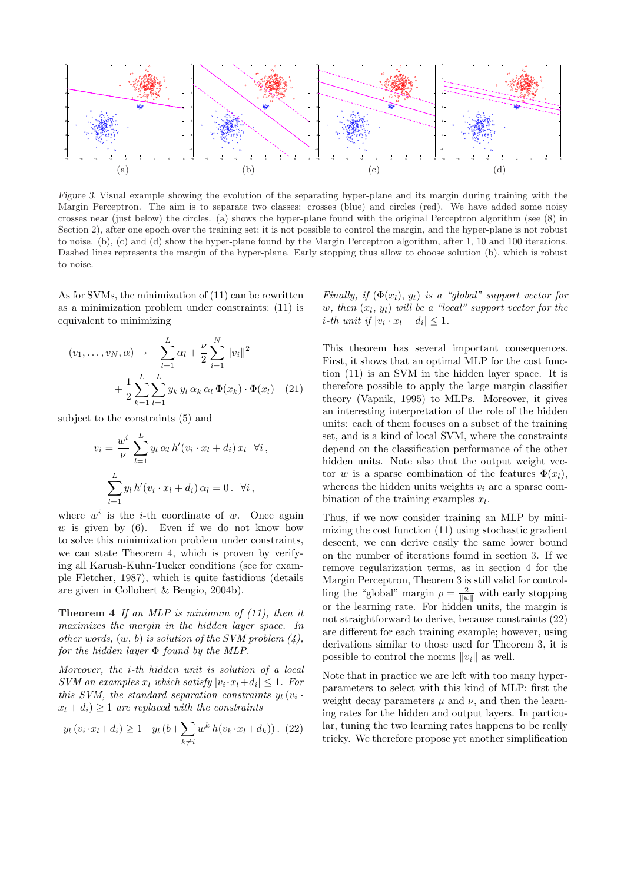(a) (b) (c) (d)

*Figure 3.* Visual example showing the evolution of the separating hyper-plane and its margin during training with the Margin Perceptron. The aim is to separate two classes: crosses (blue) and circles (red). We have added some noisy crosses near (just below) the circles. (a) shows the hyper-plane found with the original Perceptron algorithm (see (8) in Section 2), after one epoch over the training set; it is not possible to control the margin, and the hyper-plane is not robust to noise. (b), (c) and (d) show the hyper-plane found by the Margin Perceptron algorithm, after 1, 10 and 100 iterations. Dashed lines represents the margin of the hyper-plane. Early stopping thus allow to choose solution (b), which is robust to noise.

As for SVMs, the minimization of (11) can be rewritten as a minimization problem under constraints: (11) is equivalent to minimizing

$$(v_1, \ldots, v_N, \alpha) \to -\sum_{l=1}^{L} \alpha_l + \frac{\nu}{2} \sum_{i=1}^{N} \|v_i\|^2 + \frac{1}{2} \sum_{k=1}^{L} \sum_{l=1}^{L} y_k \, y_l \, \alpha_k \, \alpha_l \, \Phi(x_k) \cdot \Phi(x_l) \quad (21)$$

subject to the constraints (5) and

$$v_i = \frac{w^i}{\nu} \sum_{l=1}^{L} y_l \, \alpha_l \, h'(v_i \cdot x_l + d_i) \, x_l \quad \forall i \,,$$

$$\sum_{l=1}^{L} y_l \, h'(v_i \cdot x_l + d_i) \, \alpha_l = 0 \,. \quad \forall i \,,$$

where $w^i$ is the $i$-th coordinate of $w$. Once again $w$ is given by (6). Even if we do not know how to solve this minimization problem under constraints, we can state Theorem 4, which is proven by verifying all Karush-Kuhn-Tucker conditions (see for example Fletcher, 1987), which is quite fastidious (details are given in Collobert & Bengio, 2004b).

**Theorem 4** *If an MLP is minimum of (11), then it maximizes the margin in the hidden layer space. In other words, $(w, b)$ is solution of the SVM problem (4), for the hidden layer $\Phi$ found by the MLP.*

*Moreover, the $i$-th hidden unit is solution of a local SVM on examples $x_l$ which satisfy $|v_i \cdot x_l + d_i| \leq 1$. For this SVM, the standard separation constraints $y_l \, (v_i \cdot x_l + d_i) \geq 1$ are replaced with the constraints*

$$y_l \, (v_i \cdot x_l + d_i) \geq 1 - y_l \, (b + \sum_{k \neq i} w^k \, h(v_k \cdot x_l + d_k)) \,. \quad (22)$$

*Finally, if $(\Phi(x_l), y_l)$ is a "global" support vector for $w$, then $(x_l, y_l)$ will be a "local" support vector for the $i$-th unit if $|v_i \cdot x_l + d_i| \leq 1$.*

This theorem has several important consequences. First, it shows that an optimal MLP for the cost function (11) is an SVM in the hidden layer space. It is therefore possible to apply the large margin classifier theory (Vapnik, 1995) to MLPs. Moreover, it gives an interesting interpretation of the role of the hidden units: each of them focuses on a subset of the training set, and is a kind of local SVM, where the constraints depend on the classification performance of the other hidden units. Note also that the output weight vector $w$ is a sparse combination of the features $\Phi(x_l)$, whereas the hidden units weights $v_i$ are a sparse combination of the training examples $x_l$.

Thus, if we now consider training an MLP by minimizing the cost function (11) using stochastic gradient descent, we can derive easily the same lower bound on the number of iterations found in section 3. If we remove regularization terms, as in section 4 for the Margin Perceptron, Theorem 3 is still valid for controlling the "global" margin $\rho = \frac{2}{\|w\|}$ with early stopping or the learning rate. For hidden units, the margin is not straightforward to derive, because constraints (22) are different for each training example; however, using derivations similar to those used for Theorem 3, it is possible to control the norms $\|v_i\|$ as well.

Note that in practice we are left with too many hyper-parameters to select with this kind of MLP: first the weight decay parameters $\mu$ and $\nu$, and then the learning rates for the hidden and output layers. In particular, tuning the two learning rates happens to be really tricky. We therefore propose yet another simplification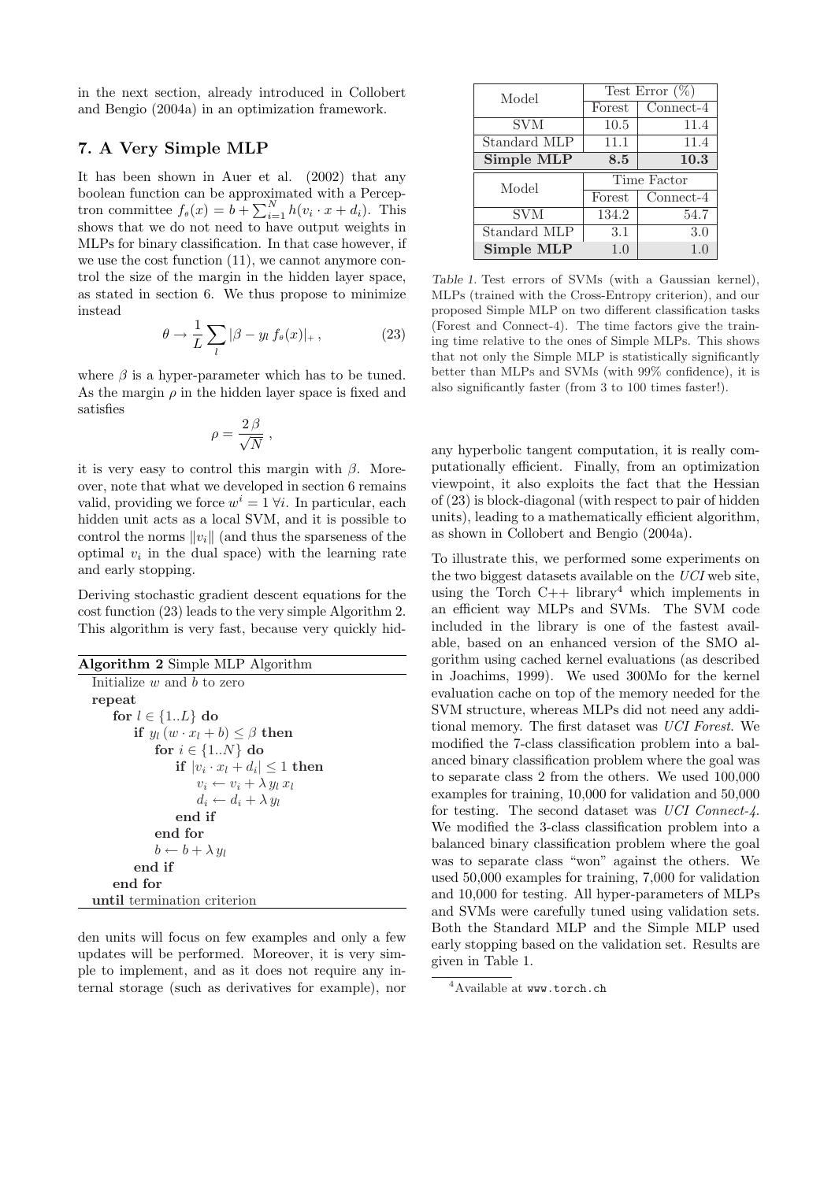in the next section, already introduced in Collobert and Bengio (2004a) in an optimization framework.

## 7. A Very Simple MLP

It has been shown in Auer et al. (2002) that any boolean function can be approximated with a Perceptron committee $f_\theta(x) = b + \sum_{i=1}^{N} h(v_i \cdot x + d_i)$. This shows that we do not need to have output weights in MLPs for binary classification. In that case however, if we use the cost function (11), we cannot anymore control the size of the margin in the hidden layer space, as stated in section 6. We thus propose to minimize instead

$$\theta \to \frac{1}{L} \sum_{l} |\beta - y_l \, f_\theta(x)|_+ \,, \tag{23}$$

where $\beta$ is a hyper-parameter which has to be tuned. As the margin $\rho$ in the hidden layer space is fixed and satisfies

$$\rho = \frac{2\,\beta}{\sqrt{N}} \,,$$

it is very easy to control this margin with $\beta$. Moreover, note that what we developed in section 6 remains valid, providing we force $w^i = 1 \; \forall i$. In particular, each hidden unit acts as a local SVM, and it is possible to control the norms $\|v_i\|$ (and thus the sparseness of the optimal $v_i$ in the dual space) with the learning rate and early stopping.

Deriving stochastic gradient descent equations for the cost function (23) leads to the very simple Algorithm 2. This algorithm is very fast, because very quickly hidden units will focus on few examples and only a few updates will be performed. Moreover, it is very simple to implement, and as it does not require any internal storage (such as derivatives for example), nor any hyperbolic tangent computation, it is really computationally efficient. Finally, from an optimization viewpoint, it also exploits the fact that the Hessian of (23) is block-diagonal (with respect to pair of hidden units), leading to a mathematically efficient algorithm, as shown in Collobert and Bengio (2004a).

**Algorithm 2** Simple MLP Algorithm

```
Initialize w and b to zero
repeat
    for l ∈ {1..L} do
        if y_l (w · x_l + b) ≤ β then
            for i ∈ {1..N} do
                if |v_i · x_l + d_i| ≤ 1 then
                    v_i ← v_i + λ y_l x_l
                    d_i ← d_i + λ y_l
                end if
            end for
            b ← b + λ y_l
        end if
    end for
until termination criterion
```

To illustrate this, we performed some experiments on the two biggest datasets available on the *UCI* web site, using the Torch C++ library[4] which implements in an efficient way MLPs and SVMs. The SVM code included in the library is one of the fastest available, based on an enhanced version of the SMO algorithm using cached kernel evaluations (as described in Joachims, 1999). We used 300Mo for the kernel evaluation cache on top of the memory needed for the SVM structure, whereas MLPs did not need any additional memory. The first dataset was *UCI Forest*. We modified the 7-class classification problem into a balanced binary classification problem where the goal was to separate class 2 from the others. We used 100,000 examples for training, 10,000 for validation and 50,000 for testing. The second dataset was *UCI Connect-4*. We modified the 3-class classification problem into a balanced binary classification problem where the goal was to separate class "won" against the others. We used 50,000 examples for training, 7,000 for validation and 10,000 for testing. All hyper-parameters of MLPs and SVMs were carefully tuned using validation sets. Both the Standard MLP and the Simple MLP used early stopping based on the validation set. Results are given in Table 1.

| Model | Test Error (%) | |
|---|---|---|
| | Forest | Connect-4 |
| SVM | 10.5 | 11.4 |
| Standard MLP | 11.1 | 11.4 |
| **Simple MLP** | **8.5** | **10.3** |

| Model | Time Factor | |
|---|---|---|
| | Forest | Connect-4 |
| SVM | 134.2 | 54.7 |
| Standard MLP | 3.1 | 3.0 |
| **Simple MLP** | 1.0 | 1.0 |

*Table 1.* Test errors of SVMs (with a Gaussian kernel), MLPs (trained with the Cross-Entropy criterion), and our proposed Simple MLP on two different classification tasks (Forest and Connect-4). The time factors give the training time relative to the ones of Simple MLPs. This shows that not only the Simple MLP is statistically significantly better than MLPs and SVMs (with 99% confidence), it is also significantly faster (from 3 to 100 times faster!).

[4] Available at www.torch.ch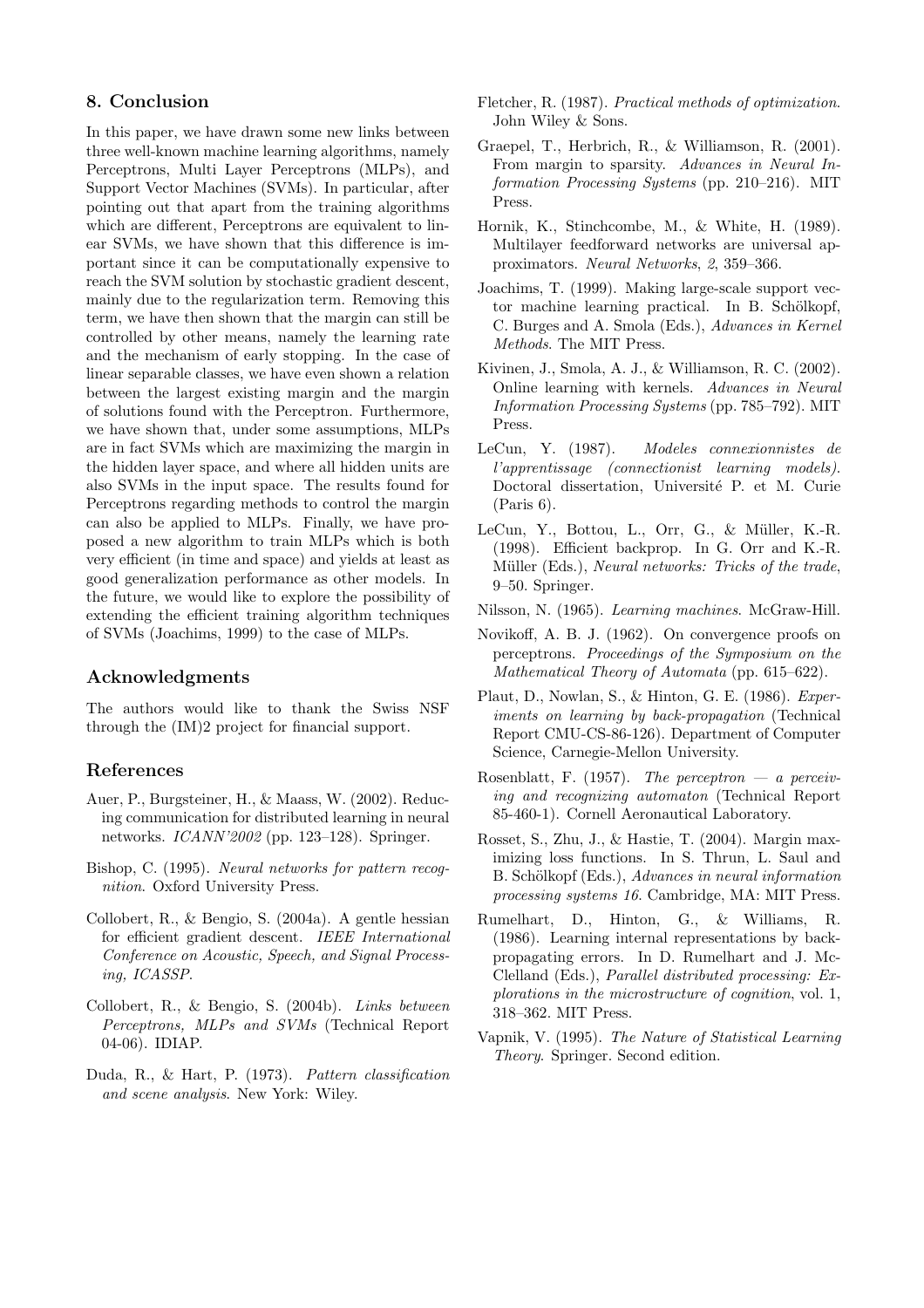## 8. Conclusion

In this paper, we have drawn some new links between three well-known machine learning algorithms, namely Perceptrons, Multi Layer Perceptrons (MLPs), and Support Vector Machines (SVMs). In particular, after pointing out that apart from the training algorithms which are different, Perceptrons are equivalent to linear SVMs, we have shown that this difference is important since it can be computationally expensive to reach the SVM solution by stochastic gradient descent, mainly due to the regularization term. Removing this term, we have then shown that the margin can still be controlled by other means, namely the learning rate and the mechanism of early stopping. In the case of linear separable classes, we have even shown a relation between the largest existing margin and the margin of solutions found with the Perceptron. Furthermore, we have shown that, under some assumptions, MLPs are in fact SVMs which are maximizing the margin in the hidden layer space, and where all hidden units are also SVMs in the input space. The results found for Perceptrons regarding methods to control the margin can also be applied to MLPs. Finally, we have proposed a new algorithm to train MLPs which is both very efficient (in time and space) and yields at least as good generalization performance as other models. In the future, we would like to explore the possibility of extending the efficient training algorithm techniques of SVMs (Joachims, 1999) to the case of MLPs.

## Acknowledgments

The authors would like to thank the Swiss NSF through the (IM)2 project for financial support.

## References

Auer, P., Burgsteiner, H., & Maass, W. (2002). Reducing communication for distributed learning in neural networks. *ICANN'2002* (pp. 123–128). Springer.

Bishop, C. (1995). *Neural networks for pattern recognition*. Oxford University Press.

Collobert, R., & Bengio, S. (2004a). A gentle hessian for efficient gradient descent. *IEEE International Conference on Acoustic, Speech, and Signal Processing, ICASSP*.

Collobert, R., & Bengio, S. (2004b). *Links between Perceptrons, MLPs and SVMs* (Technical Report 04-06). IDIAP.

Duda, R., & Hart, P. (1973). *Pattern classification and scene analysis*. New York: Wiley.

Fletcher, R. (1987). *Practical methods of optimization*. John Wiley & Sons.

Graepel, T., Herbrich, R., & Williamson, R. (2001). From margin to sparsity. *Advances in Neural Information Processing Systems* (pp. 210–216). MIT Press.

Hornik, K., Stinchcombe, M., & White, H. (1989). Multilayer feedforward networks are universal approximators. *Neural Networks*, *2*, 359–366.

Joachims, T. (1999). Making large-scale support vector machine learning practical. In B. Schölkopf, C. Burges and A. Smola (Eds.), *Advances in Kernel Methods*. The MIT Press.

Kivinen, J., Smola, A. J., & Williamson, R. C. (2002). Online learning with kernels. *Advances in Neural Information Processing Systems* (pp. 785–792). MIT Press.

LeCun, Y. (1987). *Modeles connexionnistes de l'apprentissage (connectionist learning models)*. Doctoral dissertation, Université P. et M. Curie (Paris 6).

LeCun, Y., Bottou, L., Orr, G., & Müller, K.-R. (1998). Efficient backprop. In G. Orr and K.-R. Müller (Eds.), *Neural networks: Tricks of the trade*, 9–50. Springer.

Nilsson, N. (1965). *Learning machines*. McGraw-Hill.

Novikoff, A. B. J. (1962). On convergence proofs on perceptrons. *Proceedings of the Symposium on the Mathematical Theory of Automata* (pp. 615–622).

Plaut, D., Nowlan, S., & Hinton, G. E. (1986). *Experiments on learning by back-propagation* (Technical Report CMU-CS-86-126). Department of Computer Science, Carnegie-Mellon University.

Rosenblatt, F. (1957). *The perceptron — a perceiving and recognizing automaton* (Technical Report 85-460-1). Cornell Aeronautical Laboratory.

Rosset, S., Zhu, J., & Hastie, T. (2004). Margin maximizing loss functions. In S. Thrun, L. Saul and B. Schölkopf (Eds.), *Advances in neural information processing systems 16*. Cambridge, MA: MIT Press.

Rumelhart, D., Hinton, G., & Williams, R. (1986). Learning internal representations by backpropagating errors. In D. Rumelhart and J. McClelland (Eds.), *Parallel distributed processing: Explorations in the microstructure of cognition*, vol. 1, 318–362. MIT Press.

Vapnik, V. (1995). *The Nature of Statistical Learning Theory*. Springer. Second edition.